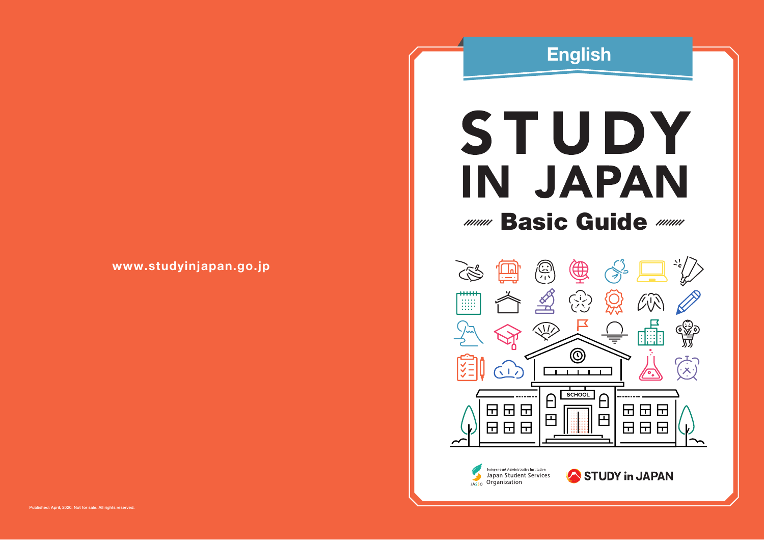www.studyinjapan.go.jp

Published: April, 2020. Not for sale. All rights reserved.

English

# STUDY IN JAPAN

## Basic Guide

SCHOOL

Independent Administrative Institution
Japan Student Services Organization

JASSO

STUDY in JAPAN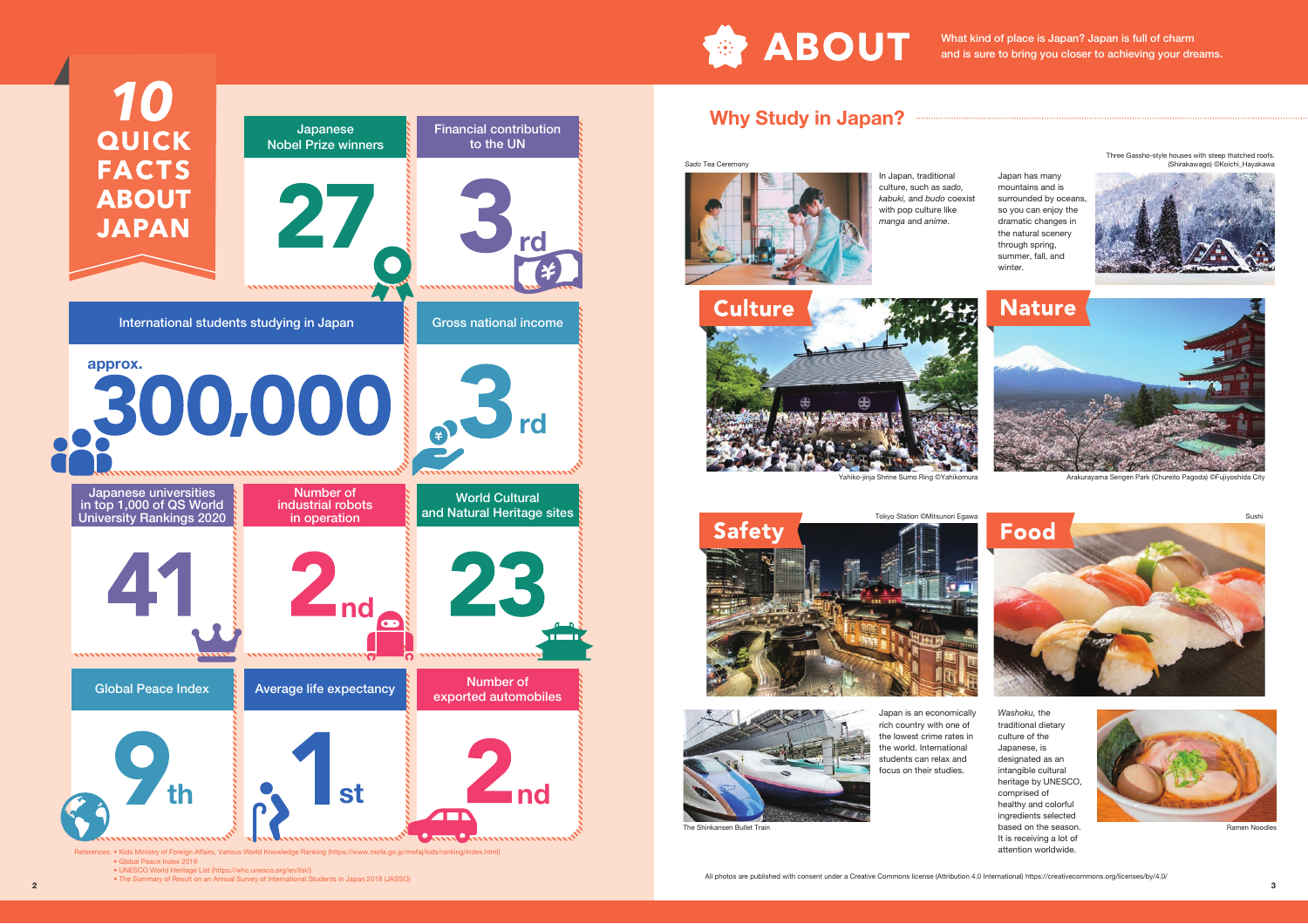# 10 QUICK FACTS ABOUT JAPAN

| Fact | Value |
|---|---|
| Japanese Nobel Prize winners | 27 |
| Financial contribution to the UN | 3rd |
| International students studying in Japan | approx. 300,000 |
| Gross national income | 3rd |
| Japanese universities in top 1,000 of QS World University Rankings 2020 | 41 |
| Number of industrial robots in operation | 2nd |
| World Cultural and Natural Heritage sites | 23 |
| Global Peace Index | 9th |
| Average life expectancy | 1st |
| Number of exported automobiles | 2nd |

References:
- Kids Ministry of Foreign Affairs, Various World Knowledge Ranking (https://www.mofa.go.jp/mofaj/kids/ranking/index.html)
- Global Peace Index 2019
- UNESCO World Heritage List (https://whc.unesco.org/en/list/)
- The Summary of Result on an Annual Survey of International Students in Japan 2018 (JASSO)

# ABOUT

What kind of place is Japan? Japan is full of charm and is sure to bring you closer to achieving your dreams.

## Why Study in Japan?

### Culture

*Sado* Tea Ceremony

In Japan, traditional culture, such as *sado*, *kabuki*, and *budo* coexist with pop culture like *manga* and *anime*.

Yahiko-jinja Shrine Sumo Ring ©Yahikomura

### Nature

Japan has many mountains and is surrounded by oceans, so you can enjoy the dramatic changes in the natural scenery through spring, summer, fall, and winter.

Three Gassho-style houses with steep thatched roofs. (Shirakawago) ©Koichi_Hayakawa

Arakurayama Sengen Park (Chureito Pagoda) ©Fujiyoshida City

### Safety

Tokyo Station ©Mitsunori Egawa

Japan is an economically rich country with one of the lowest crime rates in the world. International students can relax and focus on their studies.

The Shinkansen Bullet Train

### Food

Sushi

*Washoku*, the traditional dietary culture of the Japanese, is designated as an intangible cultural heritage by UNESCO, comprised of healthy and colorful ingredients selected based on the season. It is receiving a lot of attention worldwide.

Ramen Noodles

All photos are published with consent under a Creative Commons license (Attribution 4.0 International) https://creativecommons.org/licenses/by/4.0/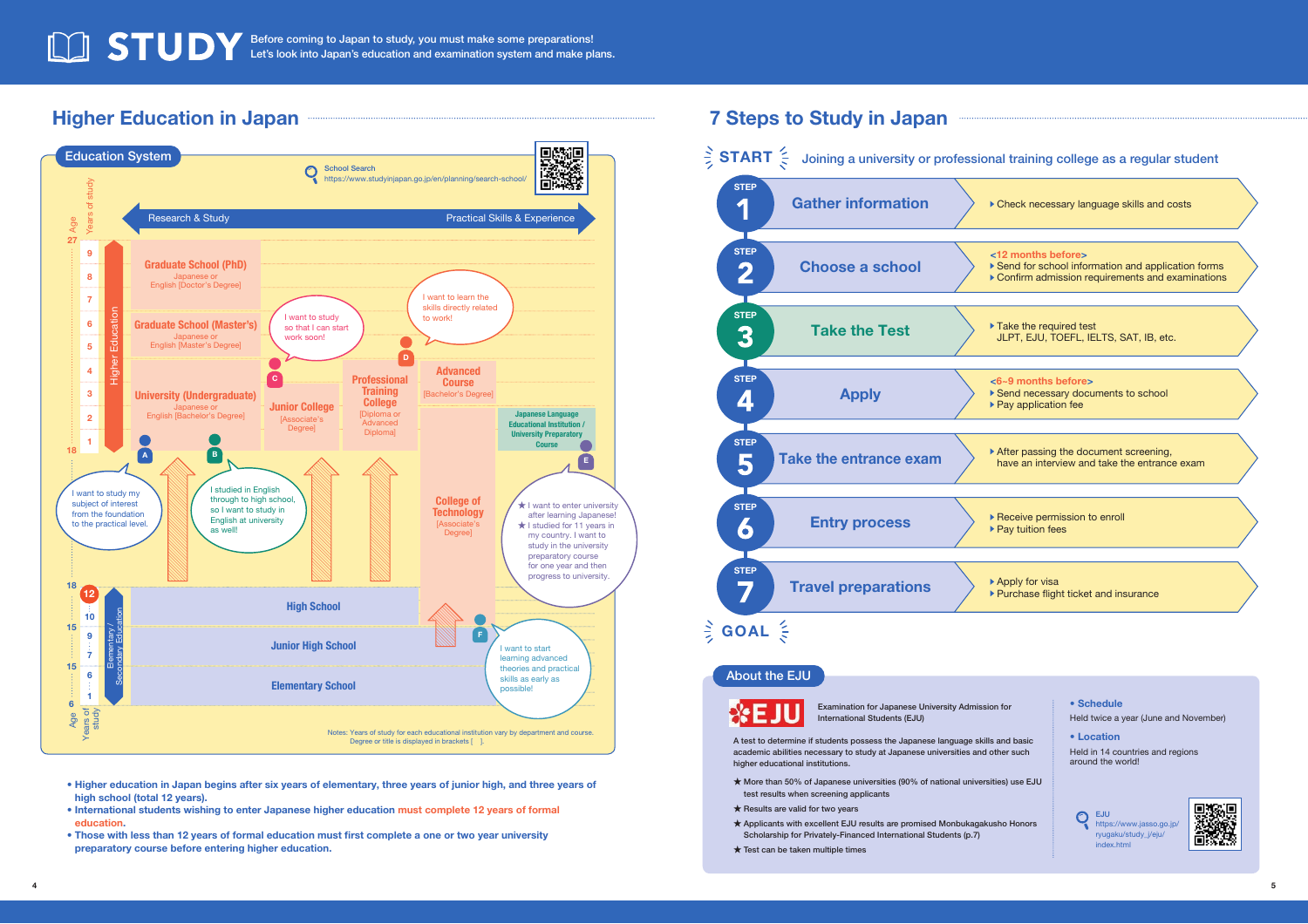# STUDY

Before coming to Japan to study, you must make some preparations!
Let's look into Japan's education and examination system and make plans.

## Higher Education in Japan

### Education System

School Search
https://www.studyinjapan.go.jp/en/planning/search-school/

Research & Study ← → Practical Skills & Experience

**Higher Education** (Age 18–27)

- **Graduate School (PhD)** — Japanese or English [Doctor's Degree]
- **Graduate School (Master's)** — Japanese or English [Master's Degree]
- **University (Undergraduate)** — Japanese or English [Bachelor's Degree]
- **Junior College** [Associate's Degree]
- **Professional Training College** [Diploma or Advanced Diploma]
- **Advanced Course** [Bachelor's Degree]
- **College of Technology** [Associate's Degree]
- **Japanese Language Educational Institution / University Preparatory Course**

**Elementary / Secondary Education** (Age 6–18)

- **High School**
- **Junior High School**
- **Elementary School**

A: I want to study my subject of interest from the foundation to the practical level.

B: I studied in English through to high school, so I want to study in English at university as well!

C: I want to study so that I can start work soon!

D: I want to learn the skills directly related to work!

E: ★ I want to enter university after learning Japanese! ★ I studied for 11 years in my country. I want to study in the university preparatory course for one year and then progress to university.

F: I want to start learning advanced theories and practical skills as early as possible!

Notes: Years of study for each educational institution vary by department and course. Degree or title is displayed in brackets [ ].

- **Higher education in Japan begins after six years of elementary, three years of junior high, and three years of high school (total 12 years).**
- **International students wishing to enter Japanese higher education must complete 12 years of formal education.**
- **Those with less than 12 years of formal education must first complete a one or two year university preparatory course before entering higher education.**

## 7 Steps to Study in Japan

**START** Joining a university or professional training college as a regular student

| Step | | Details |
|---|---|---|
| STEP 1 | Gather information | ▸ Check necessary language skills and costs |
| STEP 2 | Choose a school | <12 months before> ▸ Send for school information and application forms ▸ Confirm admission requirements and examinations |
| STEP 3 | Take the Test | ▸ Take the required test JLPT, EJU, TOEFL, IELTS, SAT, IB, etc. |
| STEP 4 | Apply | <6~9 months before> ▸ Send necessary documents to school ▸ Pay application fee |
| STEP 5 | Take the entrance exam | ▸ After passing the document screening, have an interview and take the entrance exam |
| STEP 6 | Entry process | ▸ Receive permission to enroll ▸ Pay tuition fees |
| STEP 7 | Travel preparations | ▸ Apply for visa ▸ Purchase flight ticket and insurance |

**GOAL**

### About the EJU

**EJU** — Examination for Japanese University Admission for International Students (EJU)

A test to determine if students possess the Japanese language skills and basic academic abilities necessary to study at Japanese universities and other such higher educational institutions.

★ More than 50% of Japanese universities (90% of national universities) use EJU test results when screening applicants

★ Results are valid for two years

★ Applicants with excellent EJU results are promised Monbukagakusho Honors Scholarship for Privately-Financed International Students (p.7)

★ Test can be taken multiple times

- **Schedule**
  Held twice a year (June and November)
- **Location**
  Held in 14 countries and regions around the world!

EJU
https://www.jasso.go.jp/ryugaku/study_j/eju/index.html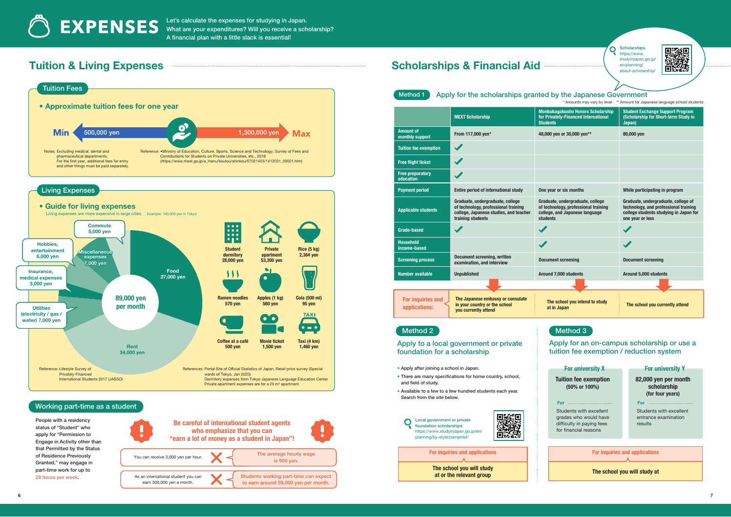# EXPENSES

Let's calculate the expenses for studying in Japan.
What are your expenditures? Will you receive a scholarship?
A financial plan with a little slack is essential!

## Tuition & Living Expenses

### Tuition Fees

- **Approximate tuition fees for one year**

**Min** 500,000 yen — 1,300,000 yen **Max**

Notes: Excluding medical, dental and pharmaceutical departments.
For the first year, additional fees for entry and other things must be paid separately.

Reference: •Ministry of Education, Culture, Sports, Science and Technology, Survey of Fees and Contributions for Students on Private Universities, etc., 2018 (https://www.mext.go.jp/a_menu/koutou/shinkou/07021403/1412031_00001.htm)

### Living Expenses

- **Guide for living expenses**

Living expenses are more expensive in large cities. Example: 100,000 yen in Tokyo

**89,000 yen per month**

- Food: 27,000 yen
- Rent: 34,000 yen
- Utilities (electricity / gas / water): 7,000 yen
- Insurance, medical expenses: 3,000 yen
- Hobbies, entertainment: 6,000 yen
- Miscellaneous expenses: 7,000 yen
- Commute: 5,000 yen

| Item | Price |
|---|---|
| Student dormitory | 28,000 yen |
| Private apartment | 53,300 yen |
| Rice (5 kg) | 2,364 yen |
| Ramen noodles | 570 yen |
| Apples (1 kg) | 560 yen |
| Cola (500 ml) | 95 yen |
| Coffee at a café | 500 yen |
| Movie ticket | 1,500 yen |
| Taxi (4 km) | 1,460 yen |

Reference: Lifestyle Survey of Privately-Financed International Students 2017 (JASSO)

References: Portal Site of Official Statistics of Japan, Retail price survey (Special wards of Tokyo, Jan 2020)
Dormitory expenses from Tokyo Japanese Language Education Center
Private apartment expenses are for a 20 m² apartment

### Working part-time as a student

People with a residency status of "Student" who apply for "Permission to Engage in Activity other than that Permitted by the Status of Residence Previously Granted," may engage in part-time work for up to 28 hours per week.

**Be careful of international student agents who emphasize that you can "earn a lot of money as a student in Japan"!**

- ✗ You can receive 3,000 yen per hour. → The average hourly wage is 900 yen.
- ✗ As an international student you can earn 300,000 yen a month. → Students working part-time can expect to earn around 59,000 yen per month.

## Scholarships & Financial Aid

Scholarships
https://www.studyinjapan.go.jp/en/planning/about-scholarship/

### Method 1 Apply for the scholarships granted by the Japanese Government

\* Amounts may vary by level. ** Amount for Japanese language school students

| | MEXT Scholarship | Monbukagakusho Honors Scholarship for Privately-Financed International Students | Student Exchange Support Program (Scholarship for Short-term Study in Japan) |
|---|---|---|---|
| Amount of monthly support | From 117,000 yen* | 48,000 yen or 30,000 yen** | 80,000 yen |
| Tuition fee exemption | ✓ | | |
| Free flight ticket | ✓ | | |
| Free preparatory education | ✓ | | |
| Payment period | Entire period of international study | One year or six months | While participating in program |
| Applicable students | Graduate, undergraduate, college of technology, professional training college, Japanese studies, and teacher training students | Graduate, undergraduate, college of technology, professional training college, and Japanese language students | Graduate, undergraduate, college of technology, and professional training college students studying in Japan for one year or less |
| Grade-based | ✓ | ✓ | ✓ |
| Household income-based | | ✓ | ✓ |
| Screening process | Document screening, written examination, and interview | Document screening | Document screening |
| Number available | Unpublished | Around 7,000 students | Around 5,000 students |
| For inquiries and applications: | The Japanese embassy or consulate in your country or the school you currently attend | The school you intend to study at in Japan | The school you currently attend |

### Method 2 Apply to a local government or private foundation for a scholarship

- Apply after joining a school in Japan.
- There are many specifications for home country, school, and field of study.
- Available to a few to a few hundred students each year. Search from the site below.

Local government or private foundation scholarships
https://www.studyinjapan.go.jp/en/planning/by-style/pamphlet/

**For inquiries and applications**
The school you will study at or the relevant group

### Method 3 Apply for an on-campus scholarship or use a tuition fee exemption / reduction system

**For university X**
Tuition fee exemption (50% or 100%)
For: Students with excellent grades who would have difficulty in paying fees for financial reasons

**For university Y**
82,000 yen per month scholarship (for four years)
For: Students with excellent entrance examination results

**For inquiries and applications**
The school you will study at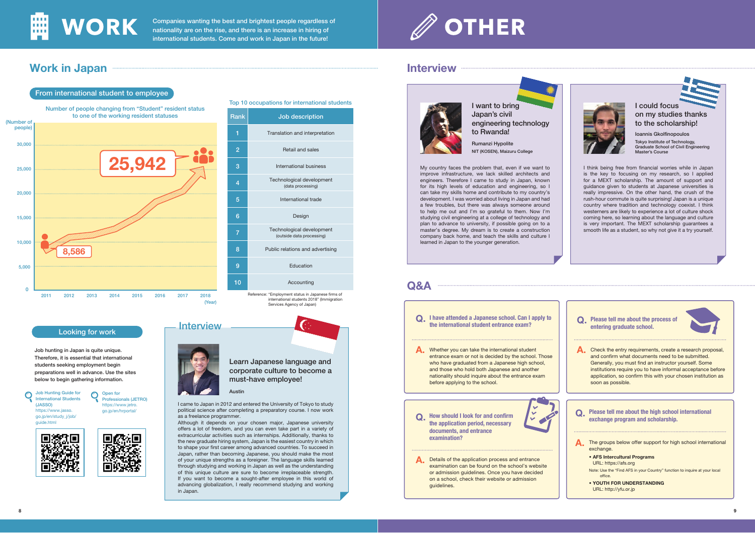# WORK

Companies wanting the best and brightest people regardless of nationality are on the rise, and there is an increase in hiring of international students. Come and work in Japan in the future!

## Work in Japan

### From international student to employee

Number of people changing from "Student" resident status to one of the working resident statuses

(Number of people)

2011: 8,586
2018: 25,942

Top 10 occupations for international students

| Rank | Job description |
|---|---|
| 1 | Translation and interpretation |
| 2 | Retail and sales |
| 3 | International business |
| 4 | Technological development (data processing) |
| 5 | International trade |
| 6 | Design |
| 7 | Technological development (outside data processing) |
| 8 | Public relations and advertising |
| 9 | Education |
| 10 | Accounting |

Reference: "Employment status in Japanese firms of international students 2018" (Immigration Services Agency of Japan)

### Looking for work

Job hunting in Japan is quite unique. Therefore, it is essential that international students seeking employment begin preparations well in advance. Use the sites below to begin gathering information.

- Job Hunting Guide for International Students (JASSO) https://www.jasso.go.jp/en/study_j/job/guide.html
- Open for Professionals (JETRO) https://www.jetro.go.jp/en/hrportal/

### Interview

**Learn Japanese language and corporate culture to become a must-have employee!**

Austin

I came to Japan in 2012 and entered the University of Tokyo to study political science after completing a preparatory course. I now work as a freelance programmer.

Although it depends on your chosen major, Japanese university offers a lot of freedom, and you can even take part in a variety of extracurricular activities such as internships. Additionally, thanks to the new graduate hiring system, Japan is the easiest country in which to shape your first career among advanced countries. To succeed in Japan, rather than becoming Japanese, you should make the most of your unique strengths as a foreigner. The language skills learned through studying and working in Japan as well as the understanding of this unique culture are sure to become irreplaceable strength. If you want to become a sought-after employee in this world of advancing globalization, I really recommend studying and working in Japan.

# OTHER

## Interview

**I want to bring Japan's civil engineering technology to Rwanda!**

Rumanzi Hypolite
NIT (KOSEN), Maizuru College

My country faces the problem that, even if we want to improve infrastructure, we lack skilled architects and engineers. Therefore I came to study in Japan, known for its high levels of education and engineering, so I can take my skills home and contribute to my country's development. I was worried about living in Japan and had a few troubles, but there was always someone around to help me out and I'm so grateful to them. Now I'm studying civil engineering at a college of technology and plan to advance to university, if possible going on to a master's degree. My dream is to create a construction company back home, and teach the skills and culture I learned in Japan to the younger generation.

**I could focus on my studies thanks to the scholarship!**

Ioannis Gkolfinopoulos
Tokyo Institute of Technology, Graduate School of Civil Engineering Master's Course

I think being free from financial worries while in Japan is the key to focusing on my research, so I applied for a MEXT scholarship. The amount of support and guidance given to students at Japanese universities is really impressive. On the other hand, the crush of the rush-hour commute is quite surprising! Japan is a unique country where tradition and technology coexist. I think westerners are likely to experience a lot of culture shock coming here, so learning about the language and culture is very important. The MEXT scholarship guarantees a smooth life as a student, so why not give it a try yourself.

## Q&A

**Q. I have attended a Japanese school. Can I apply to the international student entrance exam?**

A. Whether you can take the international student entrance exam or not is decided by the school. Those who have graduated from a Japanese high school, and those who hold both Japanese and another nationality should inquire about the entrance exam before applying to the school.

**Q. Please tell me about the process of entering graduate school.**

A. Check the entry requirements, create a research proposal, and confirm what documents need to be submitted. Generally, you must find an instructor yourself. Some institutions require you to have informal acceptance before application, so confirm this with your chosen institution as soon as possible.

**Q. How should I look for and confirm the application period, necessary documents, and entrance examination?**

A. Details of the application process and entrance examination can be found on the school's website or admission guidelines. Once you have decided on a school, check their website or admission guidelines.

**Q. Please tell me about the high school international exchange program and scholarship.**

A. The groups below offer support for high school international exchange.

- **AFS Intercultural Programs**
  URL: https://afs.org
  Note: Use the "Find AFS in your Country" function to inquire at your local office.
- **YOUTH FOR UNDERSTANDING**
  URL: http://yfu.or.jp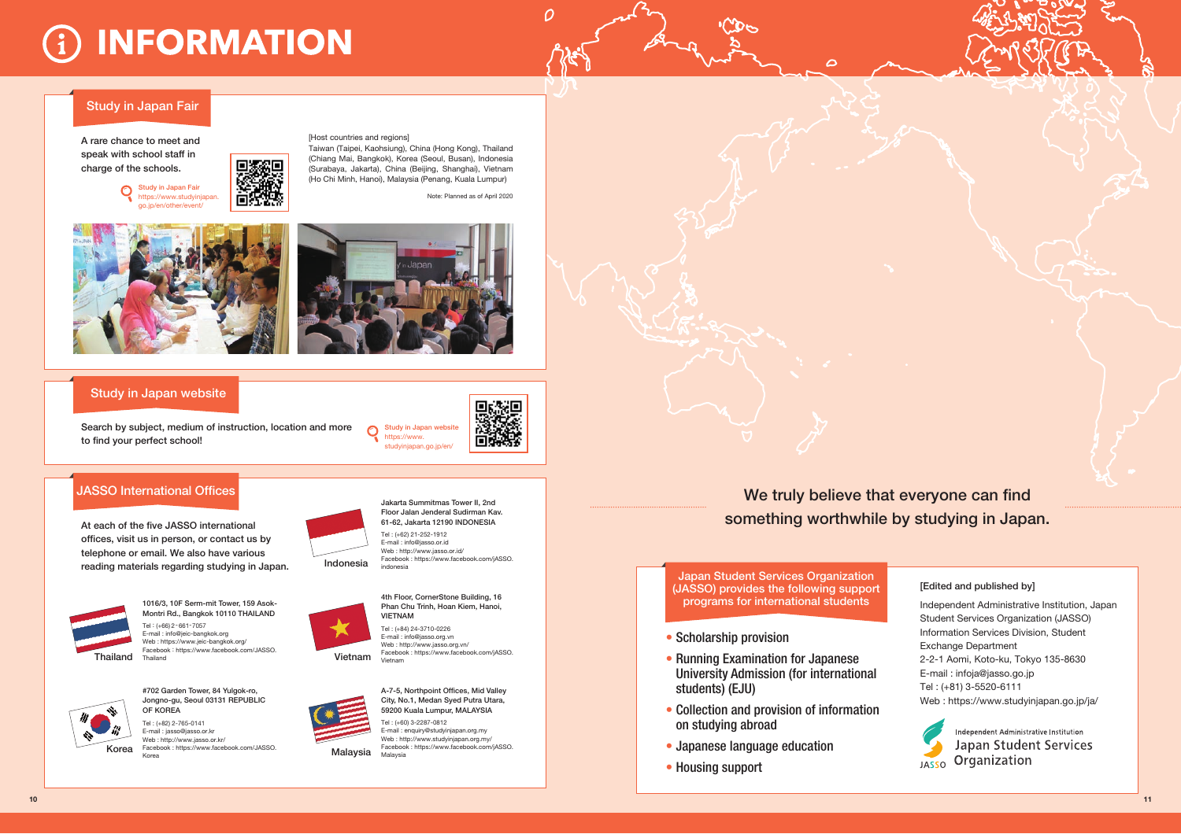# INFORMATION

## Study in Japan Fair

A rare chance to meet and speak with school staff in charge of the schools.

Study in Japan Fair
https://www.studyinjapan.go.jp/en/other/event/

[Host countries and regions]
Taiwan (Taipei, Kaohsiung), China (Hong Kong), Thailand (Chiang Mai, Bangkok), Korea (Seoul, Busan), Indonesia (Surabaya, Jakarta), China (Beijing, Shanghai), Vietnam (Ho Chi Minh, Hanoi), Malaysia (Penang, Kuala Lumpur)

Note: Planned as of April 2020

## Study in Japan website

Search by subject, medium of instruction, location and more to find your perfect school!

Study in Japan website
https://www.studyinjapan.go.jp/en/

## JASSO International Offices

At each of the five JASSO international offices, visit us in person, or contact us by telephone or email. We also have various reading materials regarding studying in Japan.

**Indonesia**
Jakarta Summitmas Tower II, 2nd Floor Jalan Jenderal Sudirman Kav. 61-62, Jakarta 12190 INDONESIA
Tel : (+62) 21-252-1912
E-mail : info@jasso.or.id
Web : http://www.jasso.or.id/
Facebook : https://www.facebook.com/jASSO.indonesia

**Thailand**
1016/3, 10F Serm-mit Tower, 159 Asok-Montri Rd., Bangkok 10110 THAILAND
Tel : (+66) 2-661-7057
E-mail : info@jeic-bangkok.org
Web : https://www.jeic-bangkok.org/
Facebook : https://www.facebook.com/JASSO.Thailand

**Vietnam**
4th Floor, CornerStone Building, 16 Phan Chu Trinh, Hoan Kiem, Hanoi, VIETNAM
Tel : (+84) 24-3710-0226
E-mail : info@jasso.org.vn
Web : http://www.jasso.org.vn/
Facebook : https://www.facebook.com/jASSO.Vietnam

**Korea**
#702 Garden Tower, 84 Yulgok-ro, Jongno-gu, Seoul 03131 REPUBLIC OF KOREA
Tel : (+82) 2-765-0141
E-mail : jasso@jasso.or.kr
Web : http://www.jasso.or.kr/
Facebook : https://www.facebook.com/JASSO.Korea

**Malaysia**
A-7-5, Northpoint Offices, Mid Valley City, No.1, Medan Syed Putra Utara, 59200 Kuala Lumpur, MALAYSIA
Tel : (+60) 3-2287-0812
E-mail : enquiry@studyinjapan.org.my
Web : http://www.studyinjapan.org.my/
Facebook : https://www.facebook.com/jASSO.Malaysia

We truly believe that everyone can find something worthwhile by studying in Japan.

### Japan Student Services Organization (JASSO) provides the following support programs for international students

- Scholarship provision
- Running Examination for Japanese University Admission (for international students) (EJU)
- Collection and provision of information on studying abroad
- Japanese language education
- Housing support

[Edited and published by]

Independent Administrative Institution, Japan Student Services Organization (JASSO)
Information Services Division, Student Exchange Department
2-2-1 Aomi, Koto-ku, Tokyo 135-8630
E-mail : infoja@jasso.go.jp
Tel : (+81) 3-5520-6111
Web : https://www.studyinjapan.go.jp/ja/

Independent Administrative Institution
Japan Student Services Organization
JASSO